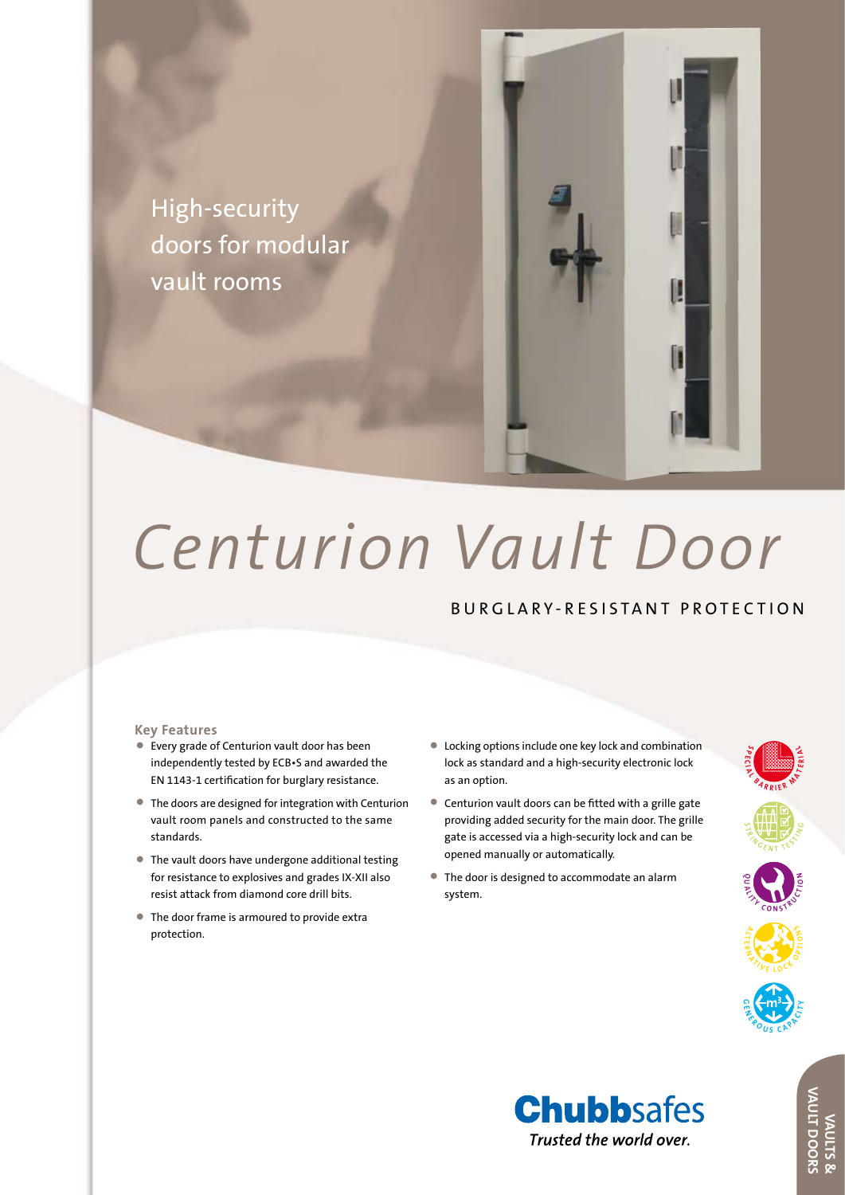High-security doors for modular vault rooms

# Centurion Vault Door

## BURGLARY-RESISTANT PROTECTION

### Key Features

- Every grade of Centurion vault door has been independently tested by ECB•S and awarded the EN 1143-1 certification for burglary resistance.
- The doors are designed for integration with Centurion vault room panels and constructed to the same standards.
- The vault doors have undergone additional testing for resistance to explosives and grades IX-XII also resist attack from diamond core drill bits.
- The door frame is armoured to provide extra protection.
- Locking options include one key lock and combination lock as standard and a high-security electronic lock as an option.
- Centurion vault doors can be fitted with a grille gate providing added security for the main door. The grille gate is accessed via a high-security lock and can be opened manually or automatically.
- The door is designed to accommodate an alarm system.

SPECIAL BARRIER MATERIAL

STRINGENT TESTING

QUALITY CONSTRUCTION

ALTERNATIVE LOCK OPTIONS

GENEROUS CAPACITY

**Chubbsafes**
*Trusted the world over.*

VAULTS & VAULT DOORS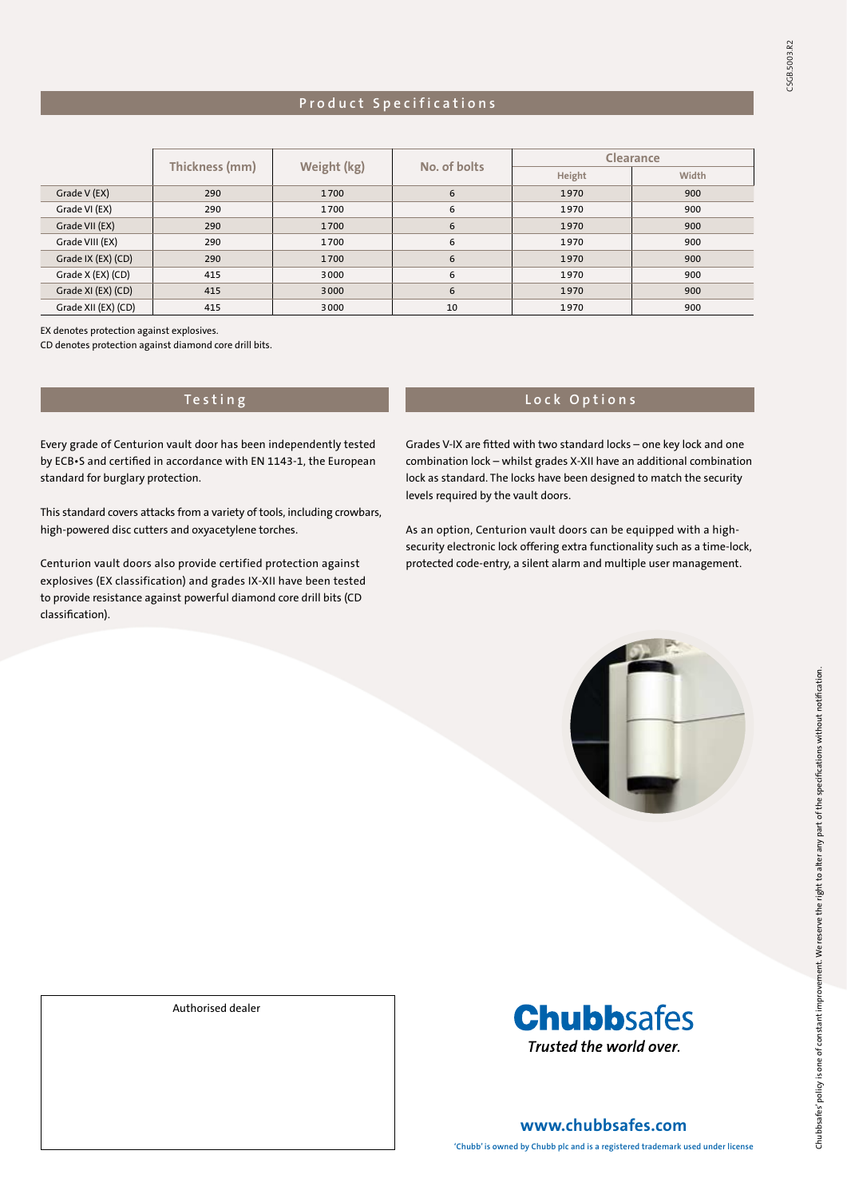## Product Specifications

| | Thickness (mm) | Weight (kg) | No. of bolts | Clearance | |
|---|---|---|---|---|---|
| | | | | Height | Width |
| Grade V (EX) | 290 | 1700 | 6 | 1970 | 900 |
| Grade VI (EX) | 290 | 1700 | 6 | 1970 | 900 |
| Grade VII (EX) | 290 | 1700 | 6 | 1970 | 900 |
| Grade VIII (EX) | 290 | 1700 | 6 | 1970 | 900 |
| Grade IX (EX) (CD) | 290 | 1700 | 6 | 1970 | 900 |
| Grade X (EX) (CD) | 415 | 3000 | 6 | 1970 | 900 |
| Grade XI (EX) (CD) | 415 | 3000 | 6 | 1970 | 900 |
| Grade XII (EX) (CD) | 415 | 3000 | 10 | 1970 | 900 |

EX denotes protection against explosives.
CD denotes protection against diamond core drill bits.

## Testing

Every grade of Centurion vault door has been independently tested by ECB•S and certified in accordance with EN 1143-1, the European standard for burglary protection.

This standard covers attacks from a variety of tools, including crowbars, high-powered disc cutters and oxyacetylene torches.

Centurion vault doors also provide certified protection against explosives (EX classification) and grades IX-XII have been tested to provide resistance against powerful diamond core drill bits (CD classification).

## Lock Options

Grades V-IX are fitted with two standard locks – one key lock and one combination lock – whilst grades X-XII have an additional combination lock as standard. The locks have been designed to match the security levels required by the vault doors.

As an option, Centurion vault doors can be equipped with a high-security electronic lock offering extra functionality such as a time-lock, protected code-entry, a silent alarm and multiple user management.

Authorised dealer

**Chubbsafes**
*Trusted the world over.*

**www.chubbsafes.com**

'Chubb' is owned by Chubb plc and is a registered trademark used under license

Chubbsafes' policy is one of constant improvement. We reserve the right to alter any part of the specifications without notification.

CSGB.5003.R2